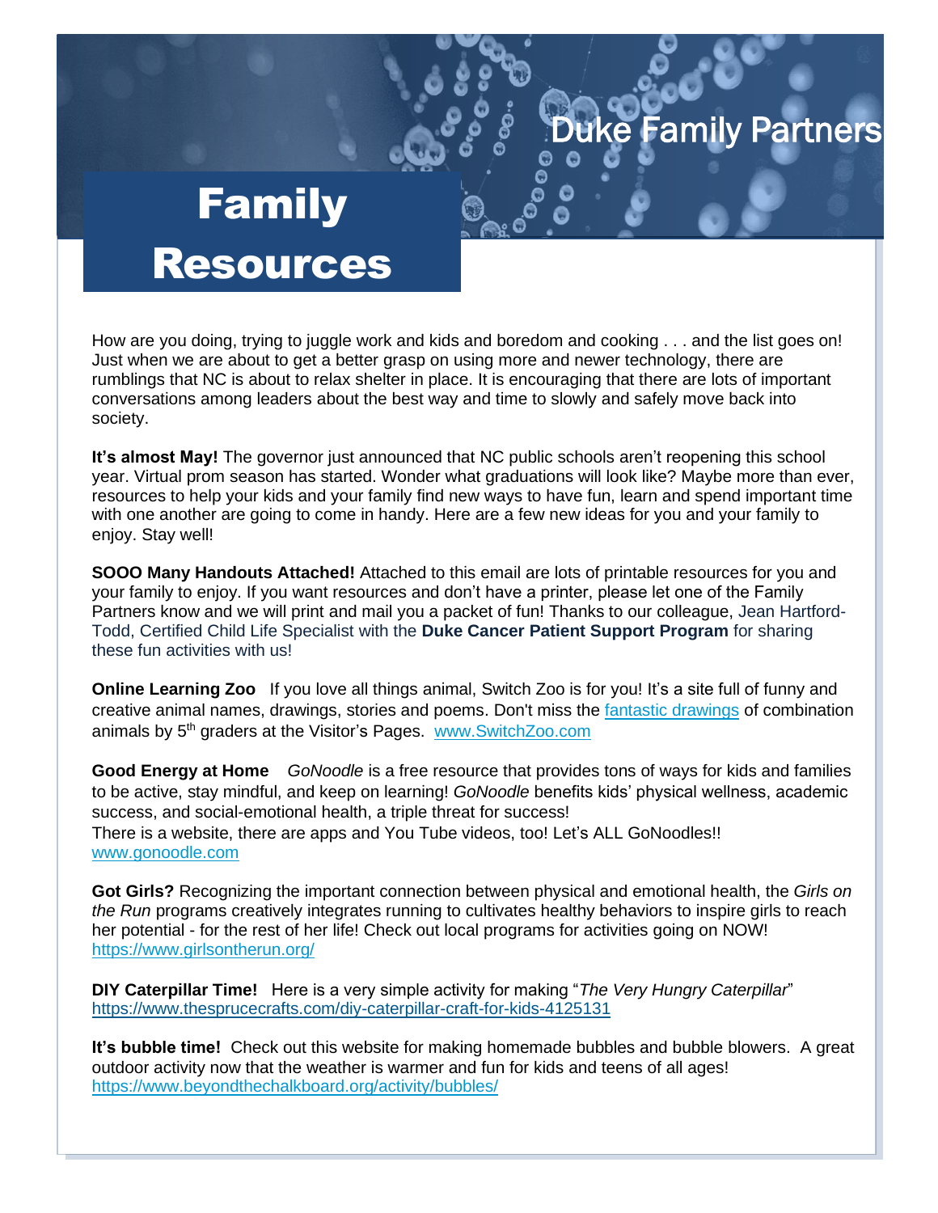Duke Family Partners

# Family Resources

How are you doing, trying to juggle work and kids and boredom and cooking . . . and the list goes on! Just when we are about to get a better grasp on using more and newer technology, there are rumblings that NC is about to relax shelter in place. It is encouraging that there are lots of important conversations among leaders about the best way and time to slowly and safely move back into society.

**It's almost May!** The governor just announced that NC public schools aren't reopening this school year. Virtual prom season has started. Wonder what graduations will look like? Maybe more than ever, resources to help your kids and your family find new ways to have fun, learn and spend important time with one another are going to come in handy. Here are a few new ideas for you and your family to enjoy. Stay well!

**SOOO Many Handouts Attached!** Attached to this email are lots of printable resources for you and your family to enjoy. If you want resources and don't have a printer, please let one of the Family Partners know and we will print and mail you a packet of fun! Thanks to our colleague, Jean Hartford-Todd, Certified Child Life Specialist with the **Duke Cancer Patient Support Program** for sharing these fun activities with us!

**Online Learning Zoo** If you love all things animal, Switch Zoo is for you! It's a site full of funny and creative animal names, drawings, stories and poems. Don't miss the fantastic drawings of combination animals by 5th graders at the Visitor's Pages. www.SwitchZoo.com

**Good Energy at Home** *GoNoodle* is a free resource that provides tons of ways for kids and families to be active, stay mindful, and keep on learning! *GoNoodle* benefits kids' physical wellness, academic success, and social-emotional health, a triple threat for success!
There is a website, there are apps and You Tube videos, too! Let's ALL GoNoodles!!
www.gonoodle.com

**Got Girls?** Recognizing the important connection between physical and emotional health, the *Girls on the Run* programs creatively integrates running to cultivates healthy behaviors to inspire girls to reach her potential - for the rest of her life! Check out local programs for activities going on NOW!
https://www.girlsontherun.org/

**DIY Caterpillar Time!** Here is a very simple activity for making "*The Very Hungry Caterpillar*"
https://www.thesprucecrafts.com/diy-caterpillar-craft-for-kids-4125131

**It's bubble time!** Check out this website for making homemade bubbles and bubble blowers. A great outdoor activity now that the weather is warmer and fun for kids and teens of all ages!
https://www.beyondthechalkboard.org/activity/bubbles/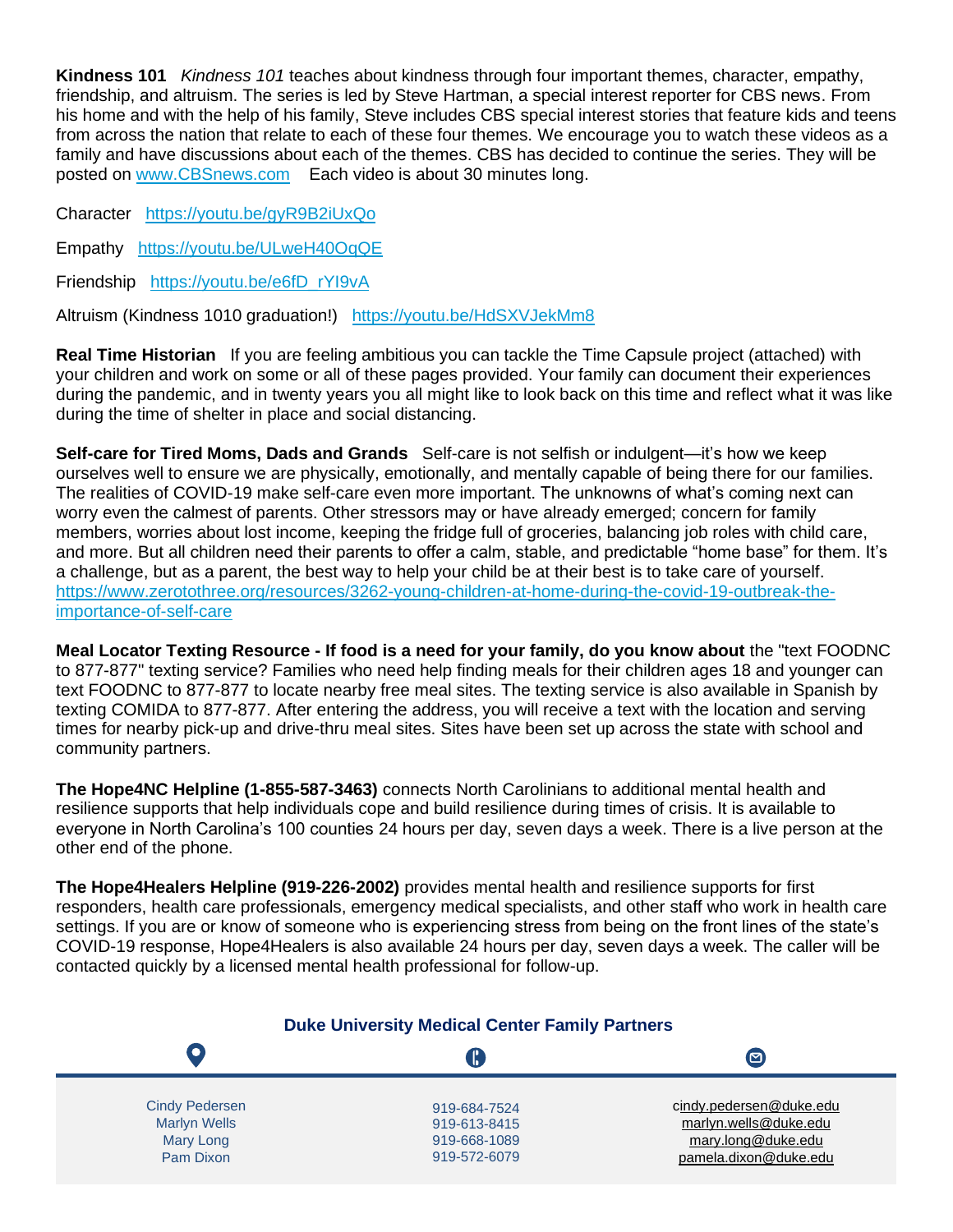**Kindness 101** *Kindness 101* teaches about kindness through four important themes, character, empathy, friendship, and altruism. The series is led by Steve Hartman, a special interest reporter for CBS news. From his home and with the help of his family, Steve includes CBS special interest stories that feature kids and teens from across the nation that relate to each of these four themes. We encourage you to watch these videos as a family and have discussions about each of the themes. CBS has decided to continue the series. They will be posted on www.CBSnews.com Each video is about 30 minutes long.

Character https://youtu.be/gyR9B2iUxQo

Empathy https://youtu.be/ULweH40OqQE

Friendship https://youtu.be/e6fD_rYI9vA

Altruism (Kindness 1010 graduation!) https://youtu.be/HdSXVJekMm8

**Real Time Historian** If you are feeling ambitious you can tackle the Time Capsule project (attached) with your children and work on some or all of these pages provided. Your family can document their experiences during the pandemic, and in twenty years you all might like to look back on this time and reflect what it was like during the time of shelter in place and social distancing.

**Self-care for Tired Moms, Dads and Grands** Self-care is not selfish or indulgent—it's how we keep ourselves well to ensure we are physically, emotionally, and mentally capable of being there for our families. The realities of COVID-19 make self-care even more important. The unknowns of what's coming next can worry even the calmest of parents. Other stressors may or have already emerged; concern for family members, worries about lost income, keeping the fridge full of groceries, balancing job roles with child care, and more. But all children need their parents to offer a calm, stable, and predictable "home base" for them. It's a challenge, but as a parent, the best way to help your child be at their best is to take care of yourself. https://www.zerotothree.org/resources/3262-young-children-at-home-during-the-covid-19-outbreak-the-importance-of-self-care

**Meal Locator Texting Resource - If food is a need for your family, do you know about** the "text FOODNC to 877-877" texting service? Families who need help finding meals for their children ages 18 and younger can text FOODNC to 877-877 to locate nearby free meal sites. The texting service is also available in Spanish by texting COMIDA to 877-877. After entering the address, you will receive a text with the location and serving times for nearby pick-up and drive-thru meal sites. Sites have been set up across the state with school and community partners.

**The Hope4NC Helpline (1-855-587-3463)** connects North Carolinians to additional mental health and resilience supports that help individuals cope and build resilience during times of crisis. It is available to everyone in North Carolina's 100 counties 24 hours per day, seven days a week. There is a live person at the other end of the phone.

**The Hope4Healers Helpline (919-226-2002)** provides mental health and resilience supports for first responders, health care professionals, emergency medical specialists, and other staff who work in health care settings. If you are or know of someone who is experiencing stress from being on the front lines of the state's COVID-19 response, Hope4Healers is also available 24 hours per day, seven days a week. The caller will be contacted quickly by a licensed mental health professional for follow-up.

**Duke University Medical Center Family Partners**

| | | |
|---|---|---|
| Cindy Pedersen | 919-684-7524 | cindy.pedersen@duke.edu |
| Marlyn Wells | 919-613-8415 | marlyn.wells@duke.edu |
| Mary Long | 919-668-1089 | mary.long@duke.edu |
| Pam Dixon | 919-572-6079 | pamela.dixon@duke.edu |